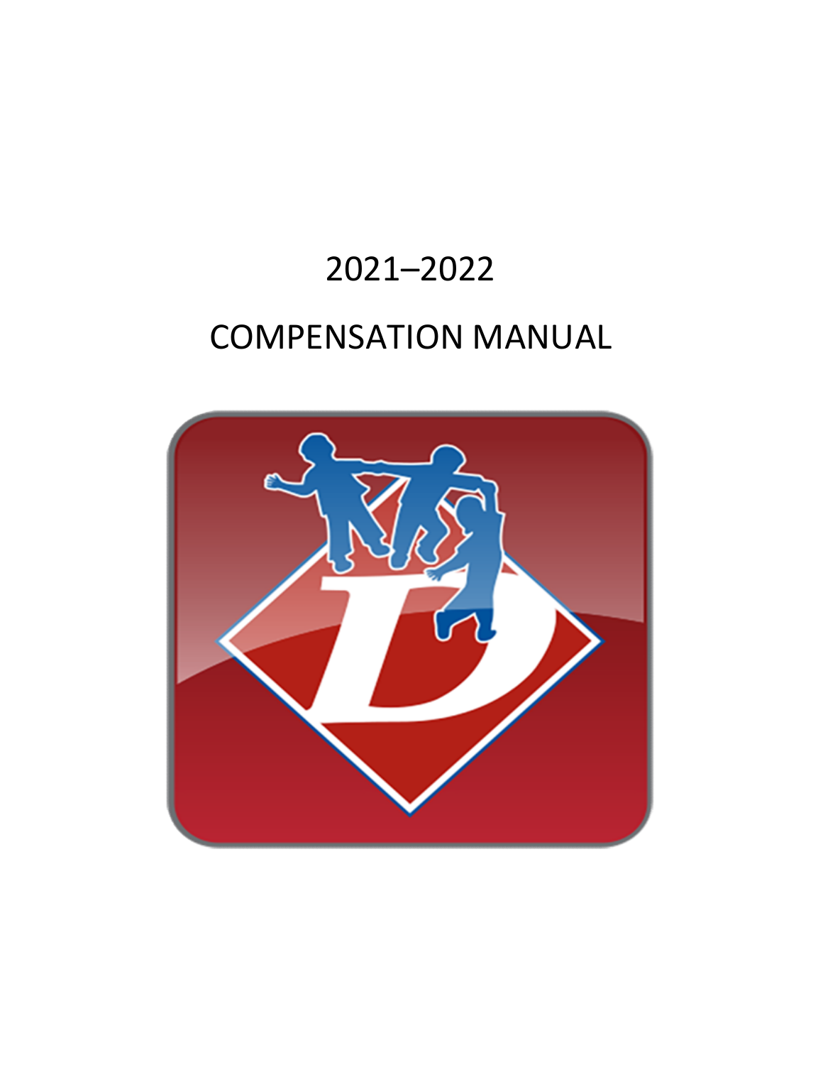# 2021–2022

# COMPENSATION MANUAL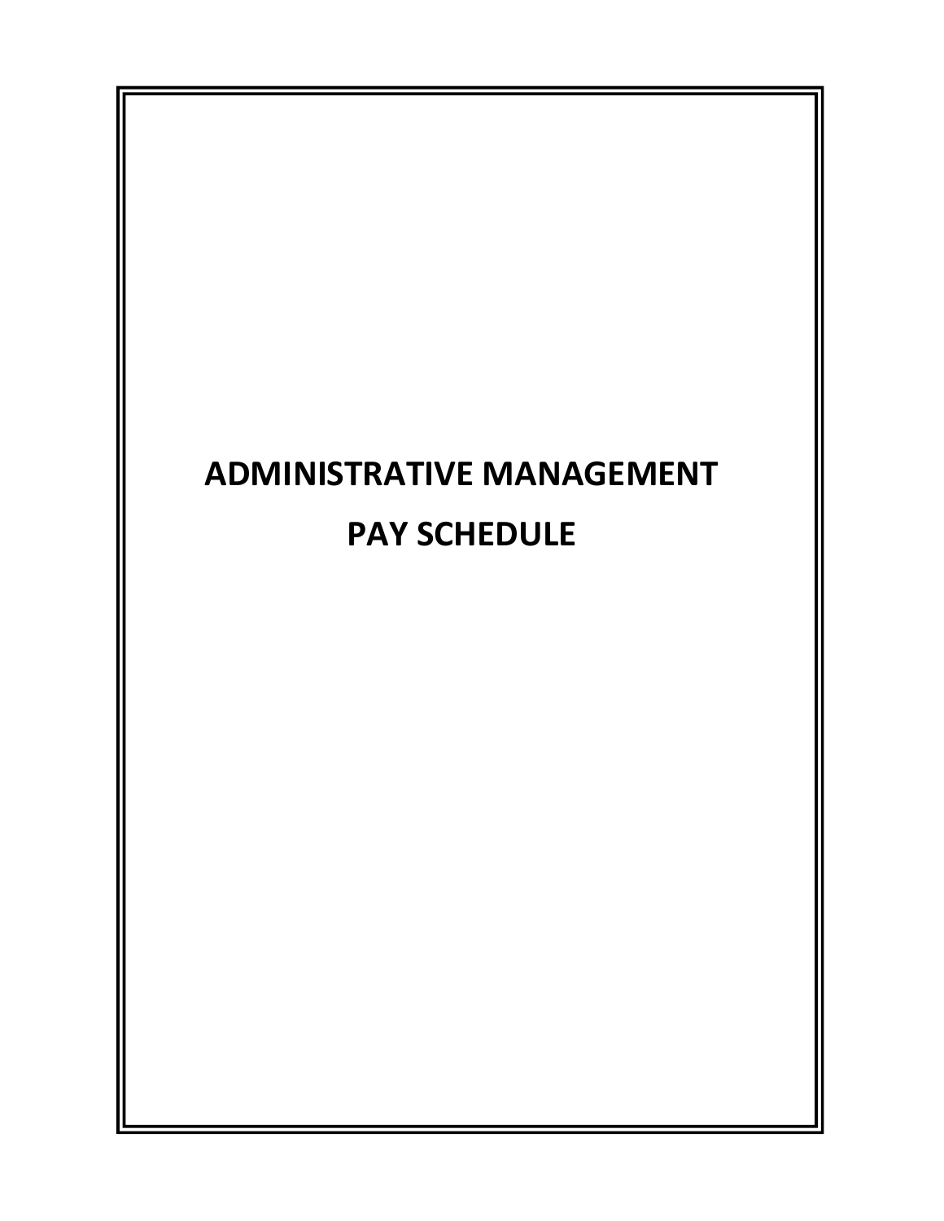# ADMINISTRATIVE MANAGEMENT PAY SCHEDULE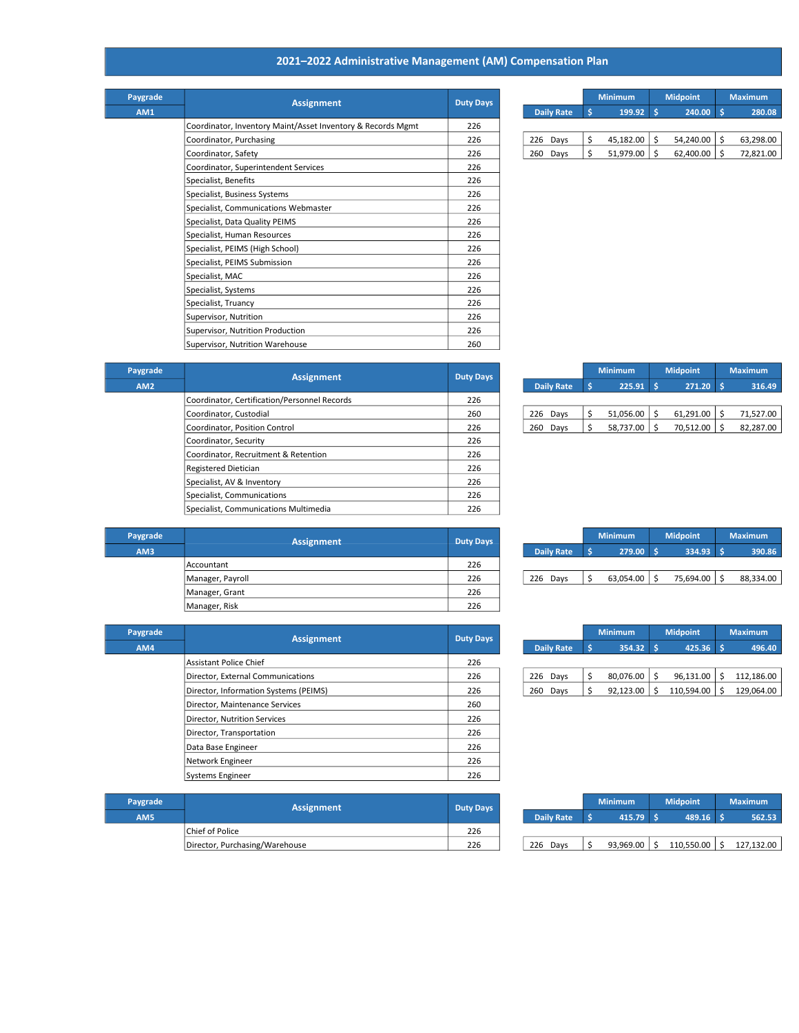# 2021–2022 Administrative Management (AM) Compensation Plan

| Paygrade | Assignment | Duty Days |
|---|---|---|
| AM1 | Coordinator, Inventory Maint/Asset Inventory & Records Mgmt | 226 |
| | Coordinator, Purchasing | 226 |
| | Coordinator, Safety | 226 |
| | Coordinator, Superintendent Services | 226 |
| | Specialist, Benefits | 226 |
| | Specialist, Business Systems | 226 |
| | Specialist, Communications Webmaster | 226 |
| | Specialist, Data Quality PEIMS | 226 |
| | Specialist, Human Resources | 226 |
| | Specialist, PEIMS (High School) | 226 |
| | Specialist, PEIMS Submission | 226 |
| | Specialist, MAC | 226 |
| | Specialist, Systems | 226 |
| | Specialist, Truancy | 226 |
| | Supervisor, Nutrition | 226 |
| | Supervisor, Nutrition Production | 226 |
| | Supervisor, Nutrition Warehouse | 260 |

| | Minimum | Midpoint | Maximum |
|---|---|---|---|
| Daily Rate | $ 199.92 | $ 240.00 | $ 280.08 |
| 226 Days | $ 45,182.00 | $ 54,240.00 | $ 63,298.00 |
| 260 Days | $ 51,979.00 | $ 62,400.00 | $ 72,821.00 |

| Paygrade | Assignment | Duty Days |
|---|---|---|
| AM2 | Coordinator, Certification/Personnel Records | 226 |
| | Coordinator, Custodial | 260 |
| | Coordinator, Position Control | 226 |
| | Coordinator, Security | 226 |
| | Coordinator, Recruitment & Retention | 226 |
| | Registered Dietician | 226 |
| | Specialist, AV & Inventory | 226 |
| | Specialist, Communications | 226 |
| | Specialist, Communications Multimedia | 226 |

| | Minimum | Midpoint | Maximum |
|---|---|---|---|
| Daily Rate | $ 225.91 | $ 271.20 | $ 316.49 |
| 226 Days | $ 51,056.00 | $ 61,291.00 | $ 71,527.00 |
| 260 Days | $ 58,737.00 | $ 70,512.00 | $ 82,287.00 |

| Paygrade | Assignment | Duty Days |
|---|---|---|
| AM3 | Accountant | 226 |
| | Manager, Payroll | 226 |
| | Manager, Grant | 226 |
| | Manager, Risk | 226 |

| | Minimum | Midpoint | Maximum |
|---|---|---|---|
| Daily Rate | $ 279.00 | $ 334.93 | $ 390.86 |
| 226 Days | $ 63,054.00 | $ 75,694.00 | $ 88,334.00 |

| Paygrade | Assignment | Duty Days |
|---|---|---|
| AM4 | Assistant Police Chief | 226 |
| | Director, External Communications | 226 |
| | Director, Information Systems (PEIMS) | 226 |
| | Director, Maintenance Services | 260 |
| | Director, Nutrition Services | 226 |
| | Director, Transportation | 226 |
| | Data Base Engineer | 226 |
| | Network Engineer | 226 |
| | Systems Engineer | 226 |

| | Minimum | Midpoint | Maximum |
|---|---|---|---|
| Daily Rate | $ 354.32 | $ 425.36 | $ 496.40 |
| 226 Days | $ 80,076.00 | $ 96,131.00 | $ 112,186.00 |
| 260 Days | $ 92,123.00 | $ 110,594.00 | $ 129,064.00 |

| Paygrade | Assignment | Duty Days |
|---|---|---|
| AM5 | Chief of Police | 226 |
| | Director, Purchasing/Warehouse | 226 |

| | Minimum | Midpoint | Maximum |
|---|---|---|---|
| Daily Rate | $ 415.79 | $ 489.16 | $ 562.53 |
| 226 Days | $ 93,969.00 | $ 110,550.00 | $ 127,132.00 |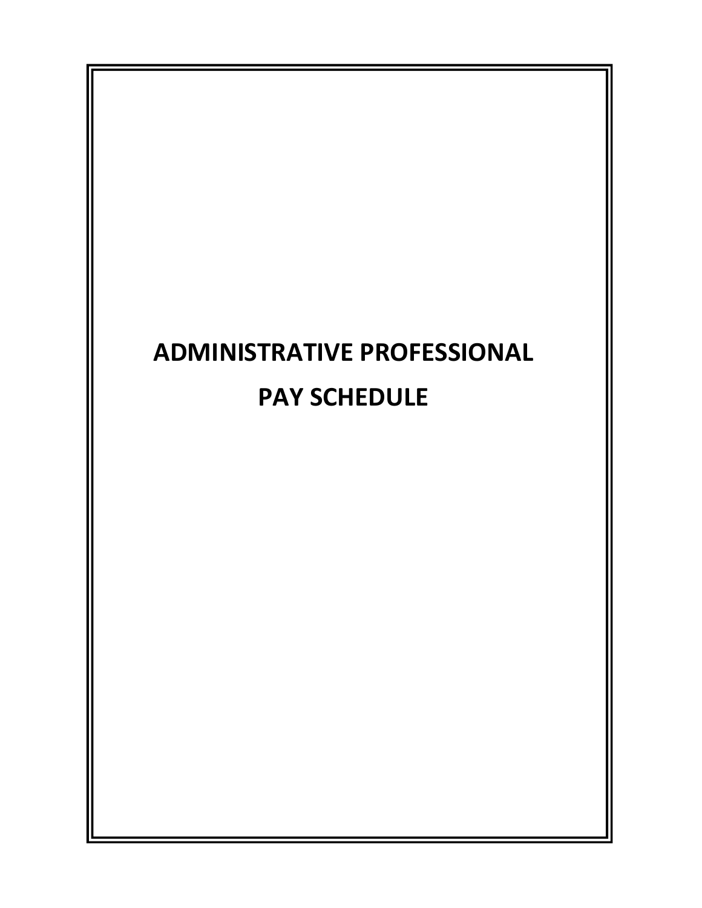# ADMINISTRATIVE PROFESSIONAL PAY SCHEDULE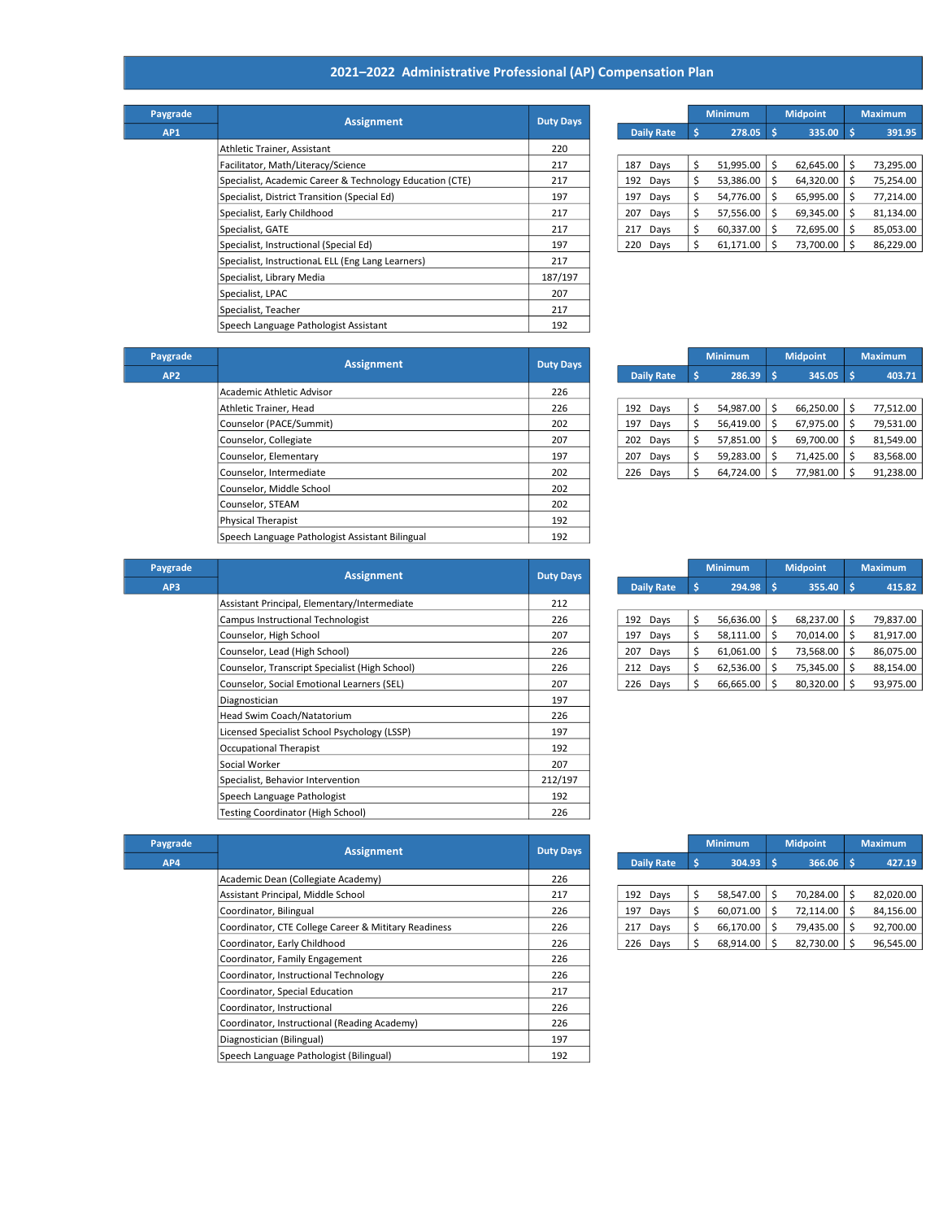# 2021–2022 Administrative Professional (AP) Compensation Plan

| Paygrade AP1 | Assignment | Duty Days |
|---|---|---|
| | Athletic Trainer, Assistant | 220 |
| | Facilitator, Math/Literacy/Science | 217 |
| | Specialist, Academic Career & Technology Education (CTE) | 217 |
| | Specialist, District Transition (Special Ed) | 197 |
| | Specialist, Early Childhood | 217 |
| | Specialist, GATE | 217 |
| | Specialist, Instructional (Special Ed) | 197 |
| | Specialist, InstructionaL ELL (Eng Lang Learners) | 217 |
| | Specialist, Library Media | 187/197 |
| | Specialist, LPAC | 207 |
| | Specialist, Teacher | 217 |
| | Speech Language Pathologist Assistant | 192 |

| | Minimum | Midpoint | Maximum |
|---|---|---|---|
| Daily Rate | $ 278.05 | $ 335.00 | $ 391.95 |
| 187 Days | $ 51,995.00 | $ 62,645.00 | $ 73,295.00 |
| 192 Days | $ 53,386.00 | $ 64,320.00 | $ 75,254.00 |
| 197 Days | $ 54,776.00 | $ 65,995.00 | $ 77,214.00 |
| 207 Days | $ 57,556.00 | $ 69,345.00 | $ 81,134.00 |
| 217 Days | $ 60,337.00 | $ 72,695.00 | $ 85,053.00 |
| 220 Days | $ 61,171.00 | $ 73,700.00 | $ 86,229.00 |

| Paygrade AP2 | Assignment | Duty Days |
|---|---|---|
| | Academic Athletic Advisor | 226 |
| | Athletic Trainer, Head | 226 |
| | Counselor (PACE/Summit) | 202 |
| | Counselor, Collegiate | 207 |
| | Counselor, Elementary | 197 |
| | Counselor, Intermediate | 202 |
| | Counselor, Middle School | 202 |
| | Counselor, STEAM | 202 |
| | Physical Therapist | 192 |
| | Speech Language Pathologist Assistant Bilingual | 192 |

| | Minimum | Midpoint | Maximum |
|---|---|---|---|
| Daily Rate | $ 286.39 | $ 345.05 | $ 403.71 |
| 192 Days | $ 54,987.00 | $ 66,250.00 | $ 77,512.00 |
| 197 Days | $ 56,419.00 | $ 67,975.00 | $ 79,531.00 |
| 202 Days | $ 57,851.00 | $ 69,700.00 | $ 81,549.00 |
| 207 Days | $ 59,283.00 | $ 71,425.00 | $ 83,568.00 |
| 226 Days | $ 64,724.00 | $ 77,981.00 | $ 91,238.00 |

| Paygrade AP3 | Assignment | Duty Days |
|---|---|---|
| | Assistant Principal, Elementary/Intermediate | 212 |
| | Campus Instructional Technologist | 226 |
| | Counselor, High School | 207 |
| | Counselor, Lead (High School) | 226 |
| | Counselor, Transcript Specialist (High School) | 226 |
| | Counselor, Social Emotional Learners (SEL) | 207 |
| | Diagnostician | 197 |
| | Head Swim Coach/Natatorium | 226 |
| | Licensed Specialist School Psychology (LSSP) | 197 |
| | Occupational Therapist | 192 |
| | Social Worker | 207 |
| | Specialist, Behavior Intervention | 212/197 |
| | Speech Language Pathologist | 192 |
| | Testing Coordinator (High School) | 226 |

| | Minimum | Midpoint | Maximum |
|---|---|---|---|
| Daily Rate | $ 294.98 | $ 355.40 | $ 415.82 |
| 192 Days | $ 56,636.00 | $ 68,237.00 | $ 79,837.00 |
| 197 Days | $ 58,111.00 | $ 70,014.00 | $ 81,917.00 |
| 207 Days | $ 61,061.00 | $ 73,568.00 | $ 86,075.00 |
| 212 Days | $ 62,536.00 | $ 75,345.00 | $ 88,154.00 |
| 226 Days | $ 66,665.00 | $ 80,320.00 | $ 93,975.00 |

| Paygrade AP4 | Assignment | Duty Days |
|---|---|---|
| | Academic Dean (Collegiate Academy) | 226 |
| | Assistant Principal, Middle School | 217 |
| | Coordinator, Bilingual | 226 |
| | Coordinator, CTE College Career & Military Readiness | 226 |
| | Coordinator, Early Childhood | 226 |
| | Coordinator, Family Engagement | 226 |
| | Coordinator, Instructional Technology | 226 |
| | Coordinator, Special Education | 217 |
| | Coordinator, Instructional | 226 |
| | Coordinator, Instructional (Reading Academy) | 226 |
| | Diagnostician (Bilingual) | 197 |
| | Speech Language Pathologist (Bilingual) | 192 |

| | Minimum | Midpoint | Maximum |
|---|---|---|---|
| Daily Rate | $ 304.93 | $ 366.06 | $ 427.19 |
| 192 Days | $ 58,547.00 | $ 70,284.00 | $ 82,020.00 |
| 197 Days | $ 60,071.00 | $ 72,114.00 | $ 84,156.00 |
| 217 Days | $ 66,170.00 | $ 79,435.00 | $ 92,700.00 |
| 226 Days | $ 68,914.00 | $ 82,730.00 | $ 96,545.00 |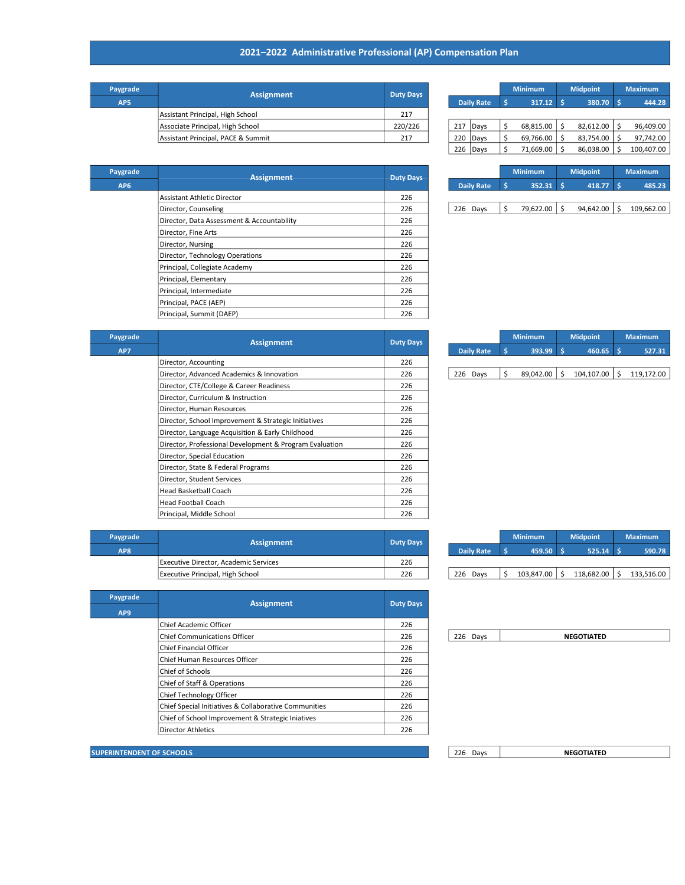# 2021–2022 Administrative Professional (AP) Compensation Plan

| Paygrade AP5 | Assignment | Duty Days |
|---|---|---|
| | Assistant Principal, High School | 217 |
| | Associate Principal, High School | 220/226 |
| | Assistant Principal, PACE & Summit | 217 |

| | | Minimum | Midpoint | Maximum |
|---|---|---|---|---|
| Daily Rate | | $ 317.12 | $ 380.70 | $ 444.28 |
| 217 | Days | $ 68,815.00 | $ 82,612.00 | $ 96,409.00 |
| 220 | Days | $ 69,766.00 | $ 83,754.00 | $ 97,742.00 |
| 226 | Days | $ 71,669.00 | $ 86,038.00 | $ 100,407.00 |

| Paygrade AP6 | Assignment | Duty Days |
|---|---|---|
| | Assistant Athletic Director | 226 |
| | Director, Counseling | 226 |
| | Director, Data Assessment & Accountability | 226 |
| | Director, Fine Arts | 226 |
| | Director, Nursing | 226 |
| | Director, Technology Operations | 226 |
| | Principal, Collegiate Academy | 226 |
| | Principal, Elementary | 226 |
| | Principal, Intermediate | 226 |
| | Principal, PACE (AEP) | 226 |
| | Principal, Summit (DAEP) | 226 |

| | | Minimum | Midpoint | Maximum |
|---|---|---|---|---|
| Daily Rate | | $ 352.31 | $ 418.77 | $ 485.23 |
| 226 | Days | $ 79,622.00 | $ 94,642.00 | $ 109,662.00 |

| Paygrade AP7 | Assignment | Duty Days |
|---|---|---|
| | Director, Accounting | 226 |
| | Director, Advanced Academics & Innovation | 226 |
| | Director, CTE/College & Career Readiness | 226 |
| | Director, Curriculum & Instruction | 226 |
| | Director, Human Resources | 226 |
| | Director, School Improvement & Strategic Initiatives | 226 |
| | Director, Language Acquisition & Early Childhood | 226 |
| | Director, Professional Development & Program Evaluation | 226 |
| | Director, Special Education | 226 |
| | Director, State & Federal Programs | 226 |
| | Director, Student Services | 226 |
| | Head Basketball Coach | 226 |
| | Head Football Coach | 226 |
| | Principal, Middle School | 226 |

| | | Minimum | Midpoint | Maximum |
|---|---|---|---|---|
| Daily Rate | | $ 393.99 | $ 460.65 | $ 527.31 |
| 226 | Days | $ 89,042.00 | $ 104,107.00 | $ 119,172.00 |

| Paygrade AP8 | Assignment | Duty Days |
|---|---|---|
| | Executive Director, Academic Services | 226 |
| | Executive Principal, High School | 226 |

| | | Minimum | Midpoint | Maximum |
|---|---|---|---|---|
| Daily Rate | | $ 459.50 | $ 525.14 | $ 590.78 |
| 226 | Days | $ 103,847.00 | $ 118,682.00 | $ 133,516.00 |

| Paygrade AP9 | Assignment | Duty Days |
|---|---|---|
| | Chief Academic Officer | 226 |
| | Chief Communications Officer | 226 |
| | Chief Financial Officer | 226 |
| | Chief Human Resources Officer | 226 |
| | Chief of Schools | 226 |
| | Chief of Staff & Operations | 226 |
| | Chief Technology Officer | 226 |
| | Chief Special Initiatives & Collaborative Communities | 226 |
| | Chief of School Improvement & Strategic Iniatives | 226 |
| | Director Athletics | 226 |

| | | |
|---|---|---|
| 226 | Days | NEGOTIATED |

**SUPERINTENDENT OF SCHOOLS**

| | | |
|---|---|---|
| 226 | Days | NEGOTIATED |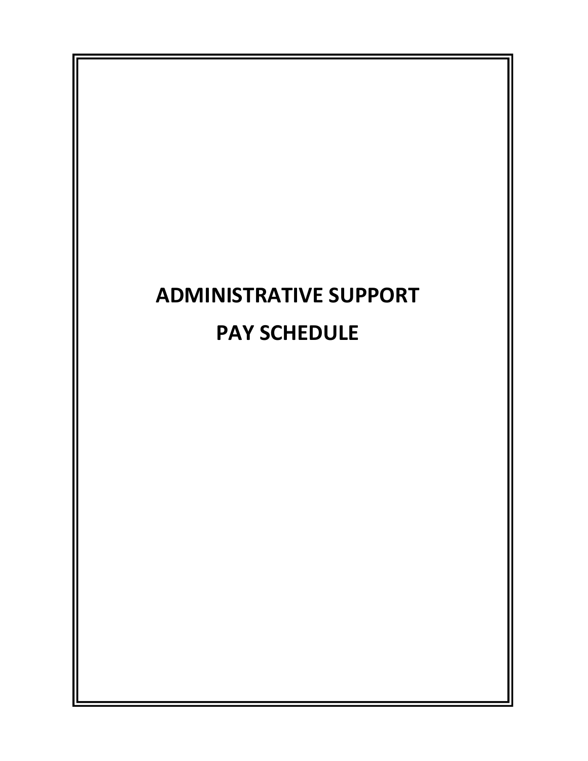# ADMINISTRATIVE SUPPORT PAY SCHEDULE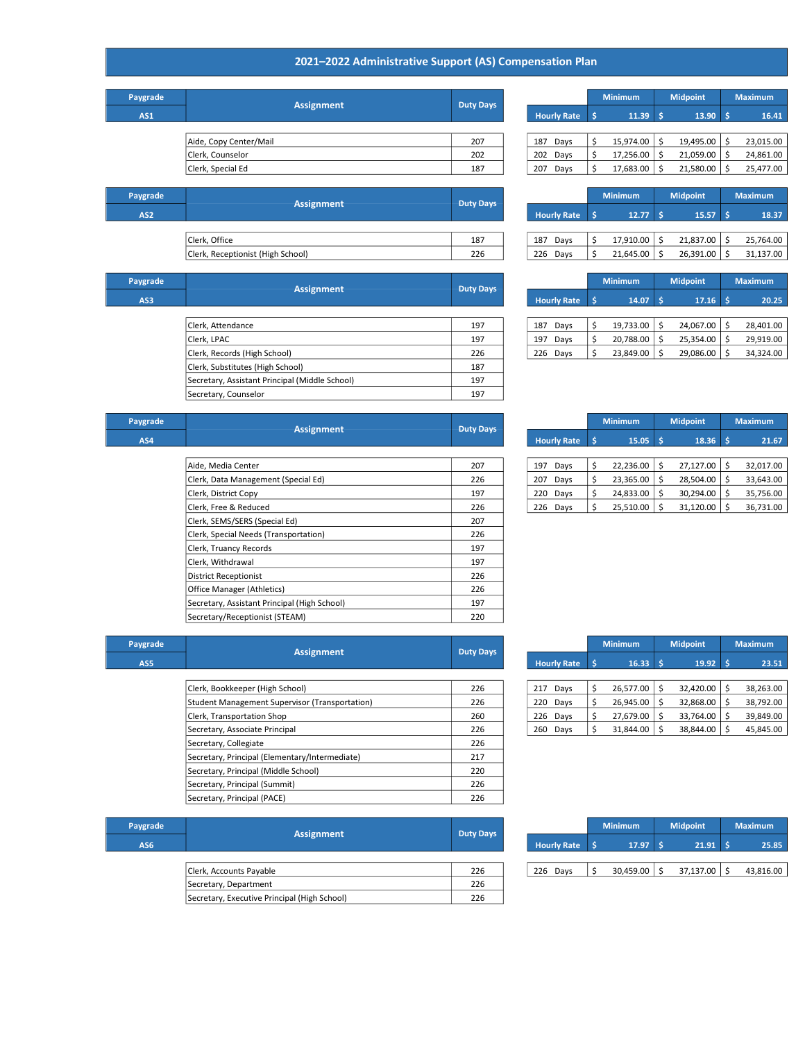# 2021–2022 Administrative Support (AS) Compensation Plan

| Paygrade | Assignment | Duty Days |
|---|---|---|
| AS1 | Aide, Copy Center/Mail | 207 |
| | Clerk, Counselor | 202 |
| | Clerk, Special Ed | 187 |

| | Minimum | Midpoint | Maximum |
|---|---|---|---|
| Hourly Rate | $ 11.39 | $ 13.90 | $ 16.41 |
| 187 Days | $ 15,974.00 | $ 19,495.00 | $ 23,015.00 |
| 202 Days | $ 17,256.00 | $ 21,059.00 | $ 24,861.00 |
| 207 Days | $ 17,683.00 | $ 21,580.00 | $ 25,477.00 |

| Paygrade | Assignment | Duty Days |
|---|---|---|
| AS2 | Clerk, Office | 187 |
| | Clerk, Receptionist (High School) | 226 |

| | Minimum | Midpoint | Maximum |
|---|---|---|---|
| Hourly Rate | $ 12.77 | $ 15.57 | $ 18.37 |
| 187 Days | $ 17,910.00 | $ 21,837.00 | $ 25,764.00 |
| 226 Days | $ 21,645.00 | $ 26,391.00 | $ 31,137.00 |

| Paygrade | Assignment | Duty Days |
|---|---|---|
| AS3 | Clerk, Attendance | 197 |
| | Clerk, LPAC | 197 |
| | Clerk, Records (High School) | 226 |
| | Clerk, Substitutes (High School) | 187 |
| | Secretary, Assistant Principal (Middle School) | 197 |
| | Secretary, Counselor | 197 |

| | Minimum | Midpoint | Maximum |
|---|---|---|---|
| Hourly Rate | $ 14.07 | $ 17.16 | $ 20.25 |
| 187 Days | $ 19,733.00 | $ 24,067.00 | $ 28,401.00 |
| 197 Days | $ 20,788.00 | $ 25,354.00 | $ 29,919.00 |
| 226 Days | $ 23,849.00 | $ 29,086.00 | $ 34,324.00 |

| Paygrade | Assignment | Duty Days |
|---|---|---|
| AS4 | Aide, Media Center | 207 |
| | Clerk, Data Management (Special Ed) | 226 |
| | Clerk, District Copy | 197 |
| | Clerk, Free & Reduced | 226 |
| | Clerk, SEMS/SERS (Special Ed) | 207 |
| | Clerk, Special Needs (Transportation) | 226 |
| | Clerk, Truancy Records | 197 |
| | Clerk, Withdrawal | 197 |
| | District Receptionist | 226 |
| | Office Manager (Athletics) | 226 |
| | Secretary, Assistant Principal (High School) | 197 |
| | Secretary/Receptionist (STEAM) | 220 |

| | Minimum | Midpoint | Maximum |
|---|---|---|---|
| Hourly Rate | $ 15.05 | $ 18.36 | $ 21.67 |
| 197 Days | $ 22,236.00 | $ 27,127.00 | $ 32,017.00 |
| 207 Days | $ 23,365.00 | $ 28,504.00 | $ 33,643.00 |
| 220 Days | $ 24,833.00 | $ 30,294.00 | $ 35,756.00 |
| 226 Days | $ 25,510.00 | $ 31,120.00 | $ 36,731.00 |

| Paygrade | Assignment | Duty Days |
|---|---|---|
| AS5 | Clerk, Bookkeeper (High School) | 226 |
| | Student Management Supervisor (Transportation) | 226 |
| | Clerk, Transportation Shop | 260 |
| | Secretary, Associate Principal | 226 |
| | Secretary, Collegiate | 226 |
| | Secretary, Principal (Elementary/Intermediate) | 217 |
| | Secretary, Principal (Middle School) | 220 |
| | Secretary, Principal (Summit) | 226 |
| | Secretary, Principal (PACE) | 226 |

| | Minimum | Midpoint | Maximum |
|---|---|---|---|
| Hourly Rate | $ 16.33 | $ 19.92 | $ 23.51 |
| 217 Days | $ 26,577.00 | $ 32,420.00 | $ 38,263.00 |
| 220 Days | $ 26,945.00 | $ 32,868.00 | $ 38,792.00 |
| 226 Days | $ 27,679.00 | $ 33,764.00 | $ 39,849.00 |
| 260 Days | $ 31,844.00 | $ 38,844.00 | $ 45,845.00 |

| Paygrade | Assignment | Duty Days |
|---|---|---|
| AS6 | Clerk, Accounts Payable | 226 |
| | Secretary, Department | 226 |
| | Secretary, Executive Principal (High School) | 226 |

| | Minimum | Midpoint | Maximum |
|---|---|---|---|
| Hourly Rate | $ 17.97 | $ 21.91 | $ 25.85 |
| 226 Days | $ 30,459.00 | $ 37,137.00 | $ 43,816.00 |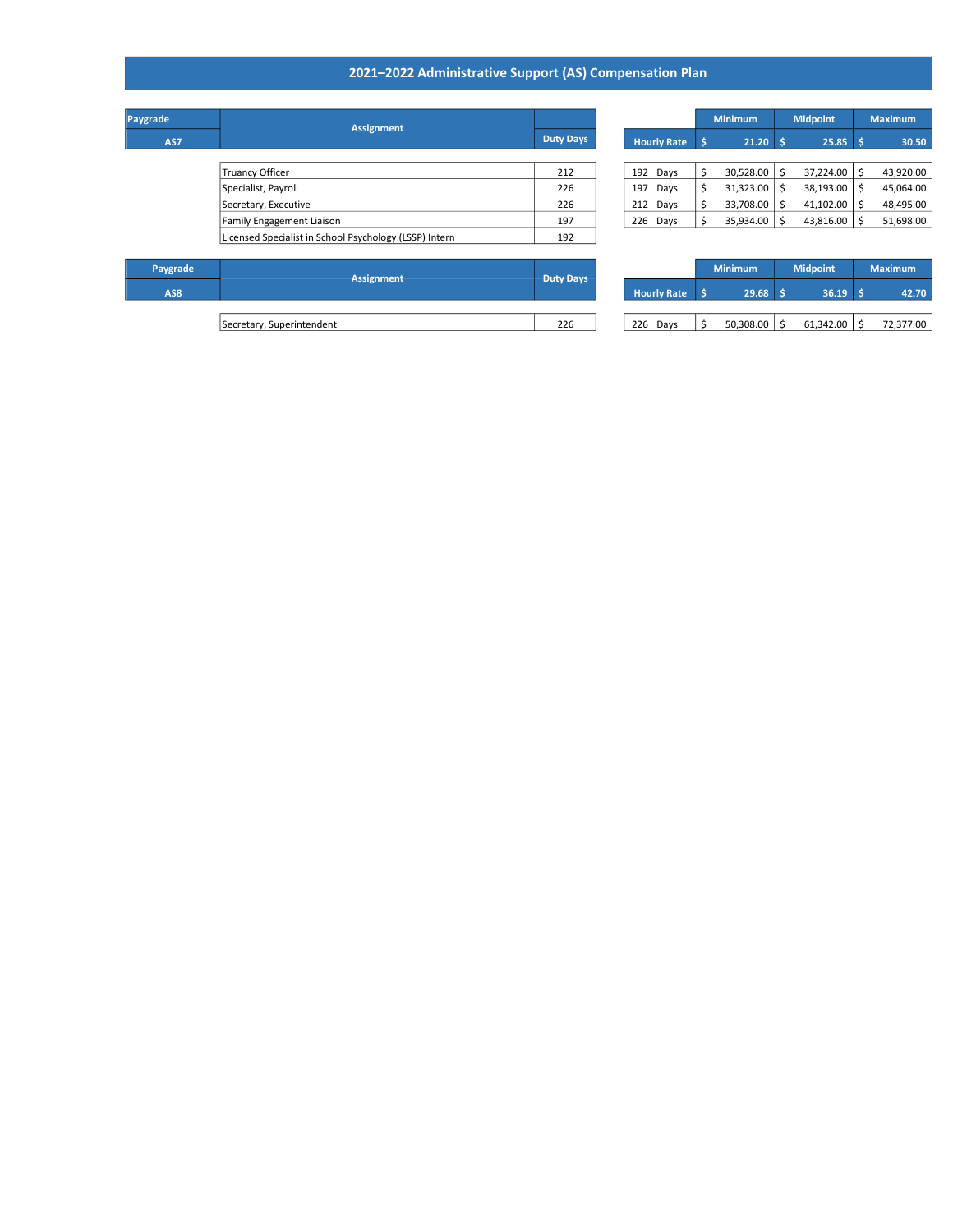# 2021–2022 Administrative Support (AS) Compensation Plan

| Paygrade | Assignment | Duty Days |
|---|---|---|
| AS7 | | |
| | Truancy Officer | 212 |
| | Specialist, Payroll | 226 |
| | Secretary, Executive | 226 |
| | Family Engagement Liaison | 197 |
| | Licensed Specialist in School Psychology (LSSP) Intern | 192 |

| | Minimum | Midpoint | Maximum |
|---|---|---|---|
| Hourly Rate | $ 21.20 | $ 25.85 | $ 30.50 |
| 192 Days | $ 30,528.00 | $ 37,224.00 | $ 43,920.00 |
| 197 Days | $ 31,323.00 | $ 38,193.00 | $ 45,064.00 |
| 212 Days | $ 33,708.00 | $ 41,102.00 | $ 48,495.00 |
| 226 Days | $ 35,934.00 | $ 43,816.00 | $ 51,698.00 |

| Paygrade | Assignment | Duty Days |
|---|---|---|
| AS8 | | |
| | Secretary, Superintendent | 226 |

| | Minimum | Midpoint | Maximum |
|---|---|---|---|
| Hourly Rate | $ 29.68 | $ 36.19 | $ 42.70 |
| 226 Days | $ 50,308.00 | $ 61,342.00 | $ 72,377.00 |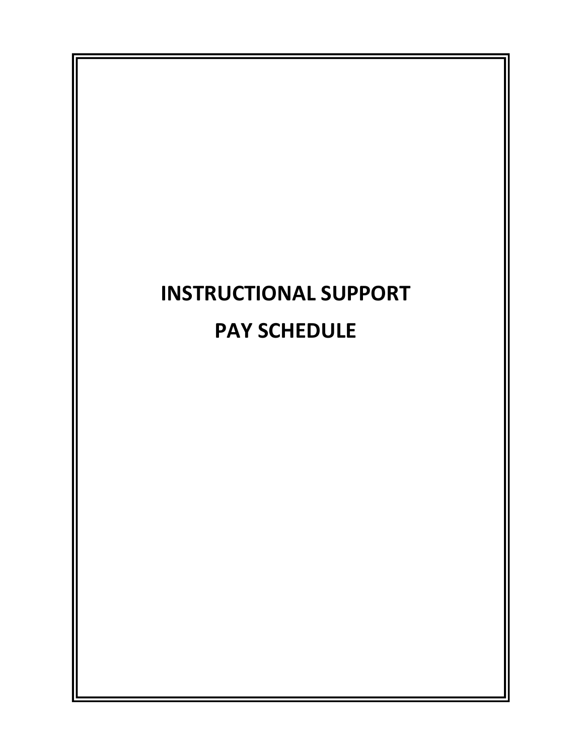# INSTRUCTIONAL SUPPORT PAY SCHEDULE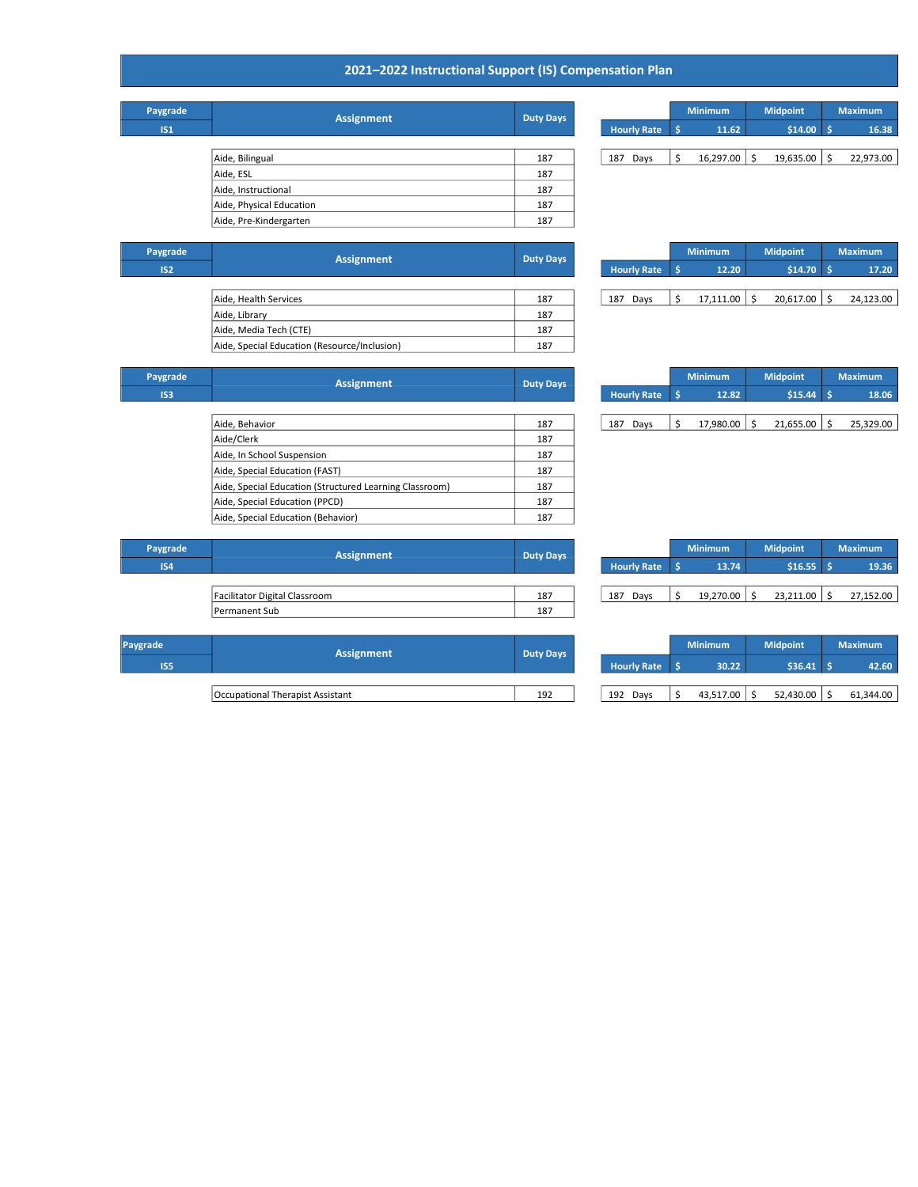# 2021–2022 Instructional Support (IS) Compensation Plan

| Paygrade | Assignment | Duty Days |
|---|---|---|
| IS1 | | |
| | Aide, Bilingual | 187 |
| | Aide, ESL | 187 |
| | Aide, Instructional | 187 |
| | Aide, Physical Education | 187 |
| | Aide, Pre-Kindergarten | 187 |

| | Minimum | Midpoint | Maximum |
|---|---|---|---|
| Hourly Rate | $ 11.62 | $14.00 | $ 16.38 |
| 187 Days | $ 16,297.00 | $ 19,635.00 | $ 22,973.00 |

| Paygrade | Assignment | Duty Days |
|---|---|---|
| IS2 | | |
| | Aide, Health Services | 187 |
| | Aide, Library | 187 |
| | Aide, Media Tech (CTE) | 187 |
| | Aide, Special Education (Resource/Inclusion) | 187 |

| | Minimum | Midpoint | Maximum |
|---|---|---|---|
| Hourly Rate | $ 12.20 | $14.70 | $ 17.20 |
| 187 Days | $ 17,111.00 | $ 20,617.00 | $ 24,123.00 |

| Paygrade | Assignment | Duty Days |
|---|---|---|
| IS3 | | |
| | Aide, Behavior | 187 |
| | Aide/Clerk | 187 |
| | Aide, In School Suspension | 187 |
| | Aide, Special Education (FAST) | 187 |
| | Aide, Special Education (Structured Learning Classroom) | 187 |
| | Aide, Special Education (PPCD) | 187 |
| | Aide, Special Education (Behavior) | 187 |

| | Minimum | Midpoint | Maximum |
|---|---|---|---|
| Hourly Rate | $ 12.82 | $15.44 | $ 18.06 |
| 187 Days | $ 17,980.00 | $ 21,655.00 | $ 25,329.00 |

| Paygrade | Assignment | Duty Days |
|---|---|---|
| IS4 | | |
| | Facilitator Digital Classroom | 187 |
| | Permanent Sub | 187 |

| | Minimum | Midpoint | Maximum |
|---|---|---|---|
| Hourly Rate | $ 13.74 | $16.55 | $ 19.36 |
| 187 Days | $ 19,270.00 | $ 23,211.00 | $ 27,152.00 |

| Paygrade | Assignment | Duty Days |
|---|---|---|
| IS5 | | |
| | Occupational Therapist Assistant | 192 |

| | Minimum | Midpoint | Maximum |
|---|---|---|---|
| Hourly Rate | $ 30.22 | $36.41 | $ 42.60 |
| 192 Days | $ 43,517.00 | $ 52,430.00 | $ 61,344.00 |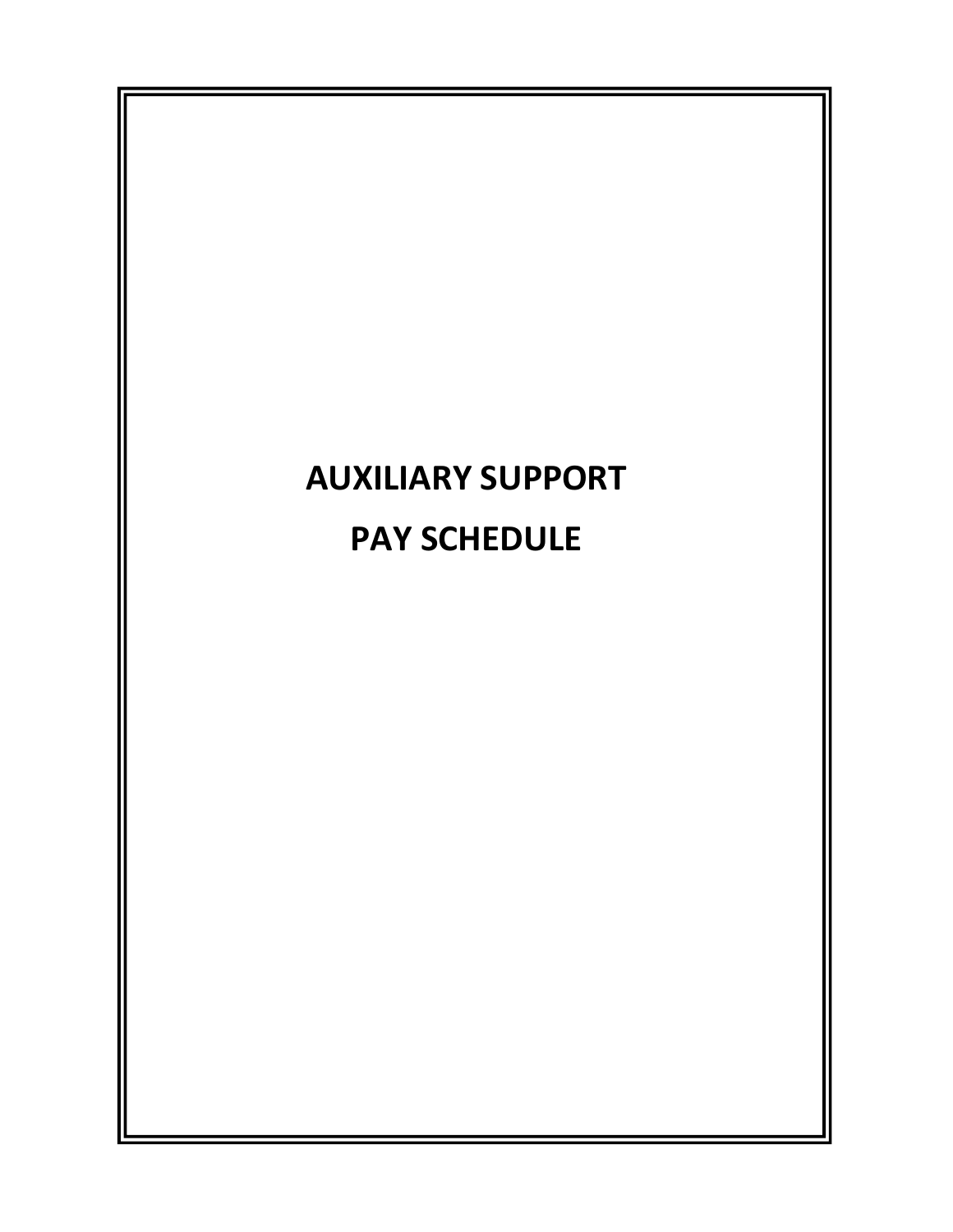# AUXILIARY SUPPORT

# PAY SCHEDULE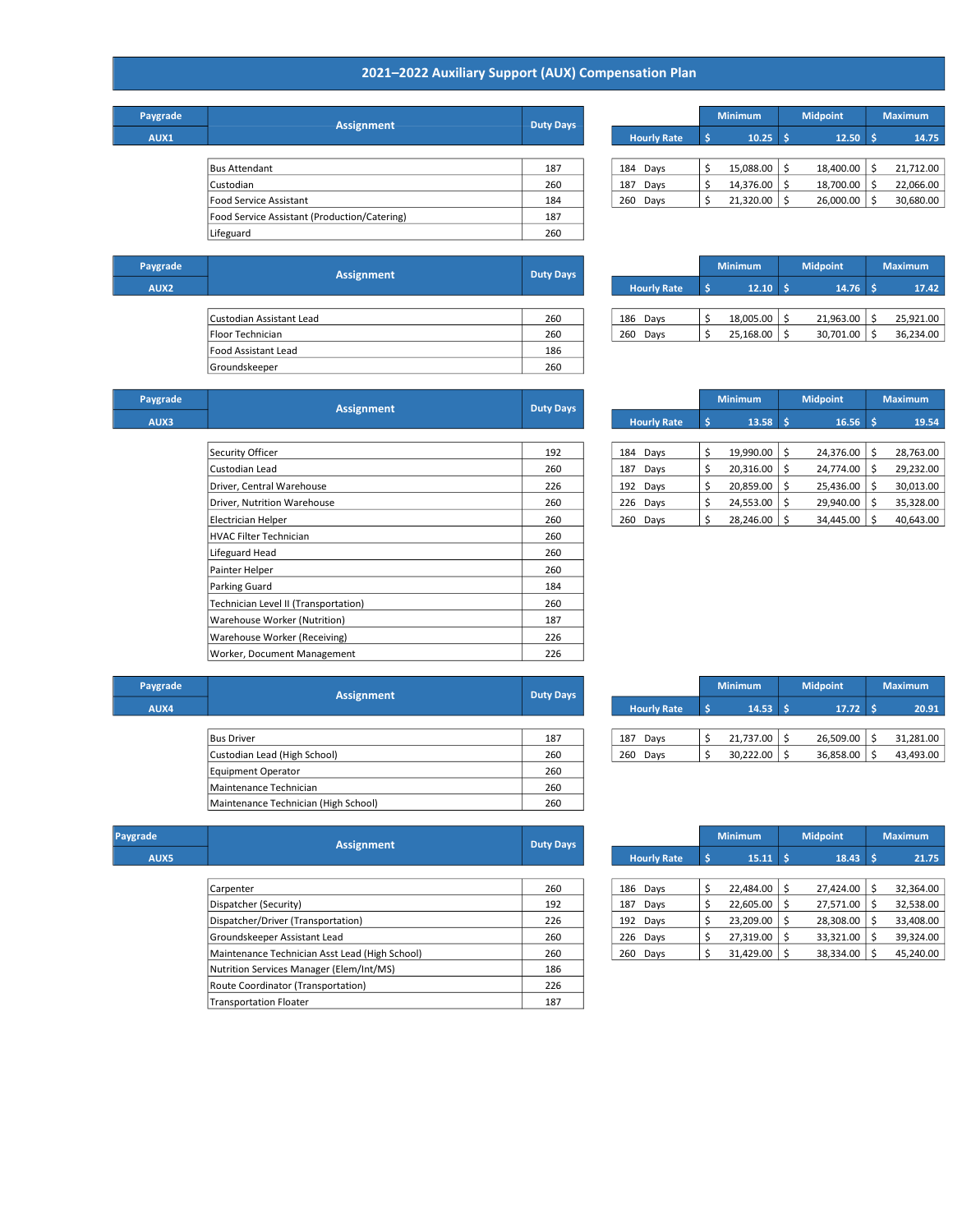# 2021–2022 Auxiliary Support (AUX) Compensation Plan

## AUX1

| Paygrade | Assignment | Duty Days |
|---|---|---|
| AUX1 | Bus Attendant | 187 |
| | Custodian | 260 |
| | Food Service Assistant | 184 |
| | Food Service Assistant (Production/Catering) | 187 |
| | Lifeguard | 260 |

| | Minimum | Midpoint | Maximum |
|---|---|---|---|
| Hourly Rate | $ 10.25 | $ 12.50 | $ 14.75 |
| 184 Days | $ 15,088.00 | $ 18,400.00 | $ 21,712.00 |
| 187 Days | $ 14,376.00 | $ 18,700.00 | $ 22,066.00 |
| 260 Days | $ 21,320.00 | $ 26,000.00 | $ 30,680.00 |

## AUX2

| Paygrade | Assignment | Duty Days |
|---|---|---|
| AUX2 | Custodian Assistant Lead | 260 |
| | Floor Technician | 260 |
| | Food Assistant Lead | 186 |
| | Groundskeeper | 260 |

| | Minimum | Midpoint | Maximum |
|---|---|---|---|
| Hourly Rate | $ 12.10 | $ 14.76 | $ 17.42 |
| 186 Days | $ 18,005.00 | $ 21,963.00 | $ 25,921.00 |
| 260 Days | $ 25,168.00 | $ 30,701.00 | $ 36,234.00 |

## AUX3

| Paygrade | Assignment | Duty Days |
|---|---|---|
| AUX3 | Security Officer | 192 |
| | Custodian Lead | 260 |
| | Driver, Central Warehouse | 226 |
| | Driver, Nutrition Warehouse | 260 |
| | Electrician Helper | 260 |
| | HVAC Filter Technician | 260 |
| | Lifeguard Head | 260 |
| | Painter Helper | 260 |
| | Parking Guard | 184 |
| | Technician Level II (Transportation) | 260 |
| | Warehouse Worker (Nutrition) | 187 |
| | Warehouse Worker (Receiving) | 226 |
| | Worker, Document Management | 226 |

| | Minimum | Midpoint | Maximum |
|---|---|---|---|
| Hourly Rate | $ 13.58 | $ 16.56 | $ 19.54 |
| 184 Days | $ 19,990.00 | $ 24,376.00 | $ 28,763.00 |
| 187 Days | $ 20,316.00 | $ 24,774.00 | $ 29,232.00 |
| 192 Days | $ 20,859.00 | $ 25,436.00 | $ 30,013.00 |
| 226 Days | $ 24,553.00 | $ 29,940.00 | $ 35,328.00 |
| 260 Days | $ 28,246.00 | $ 34,445.00 | $ 40,643.00 |

## AUX4

| Paygrade | Assignment | Duty Days |
|---|---|---|
| AUX4 | Bus Driver | 187 |
| | Custodian Lead (High School) | 260 |
| | Equipment Operator | 260 |
| | Maintenance Technician | 260 |
| | Maintenance Technician (High School) | 260 |

| | Minimum | Midpoint | Maximum |
|---|---|---|---|
| Hourly Rate | $ 14.53 | $ 17.72 | $ 20.91 |
| 187 Days | $ 21,737.00 | $ 26,509.00 | $ 31,281.00 |
| 260 Days | $ 30,222.00 | $ 36,858.00 | $ 43,493.00 |

## AUX5

| Paygrade | Assignment | Duty Days |
|---|---|---|
| AUX5 | Carpenter | 260 |
| | Dispatcher (Security) | 192 |
| | Dispatcher/Driver (Transportation) | 226 |
| | Groundskeeper Assistant Lead | 260 |
| | Maintenance Technician Asst Lead (High School) | 260 |
| | Nutrition Services Manager (Elem/Int/MS) | 186 |
| | Route Coordinator (Transportation) | 226 |
| | Transportation Floater | 187 |

| | Minimum | Midpoint | Maximum |
|---|---|---|---|
| Hourly Rate | $ 15.11 | $ 18.43 | $ 21.75 |
| 186 Days | $ 22,484.00 | $ 27,424.00 | $ 32,364.00 |
| 187 Days | $ 22,605.00 | $ 27,571.00 | $ 32,538.00 |
| 192 Days | $ 23,209.00 | $ 28,308.00 | $ 33,408.00 |
| 226 Days | $ 27,319.00 | $ 33,321.00 | $ 39,324.00 |
| 260 Days | $ 31,429.00 | $ 38,334.00 | $ 45,240.00 |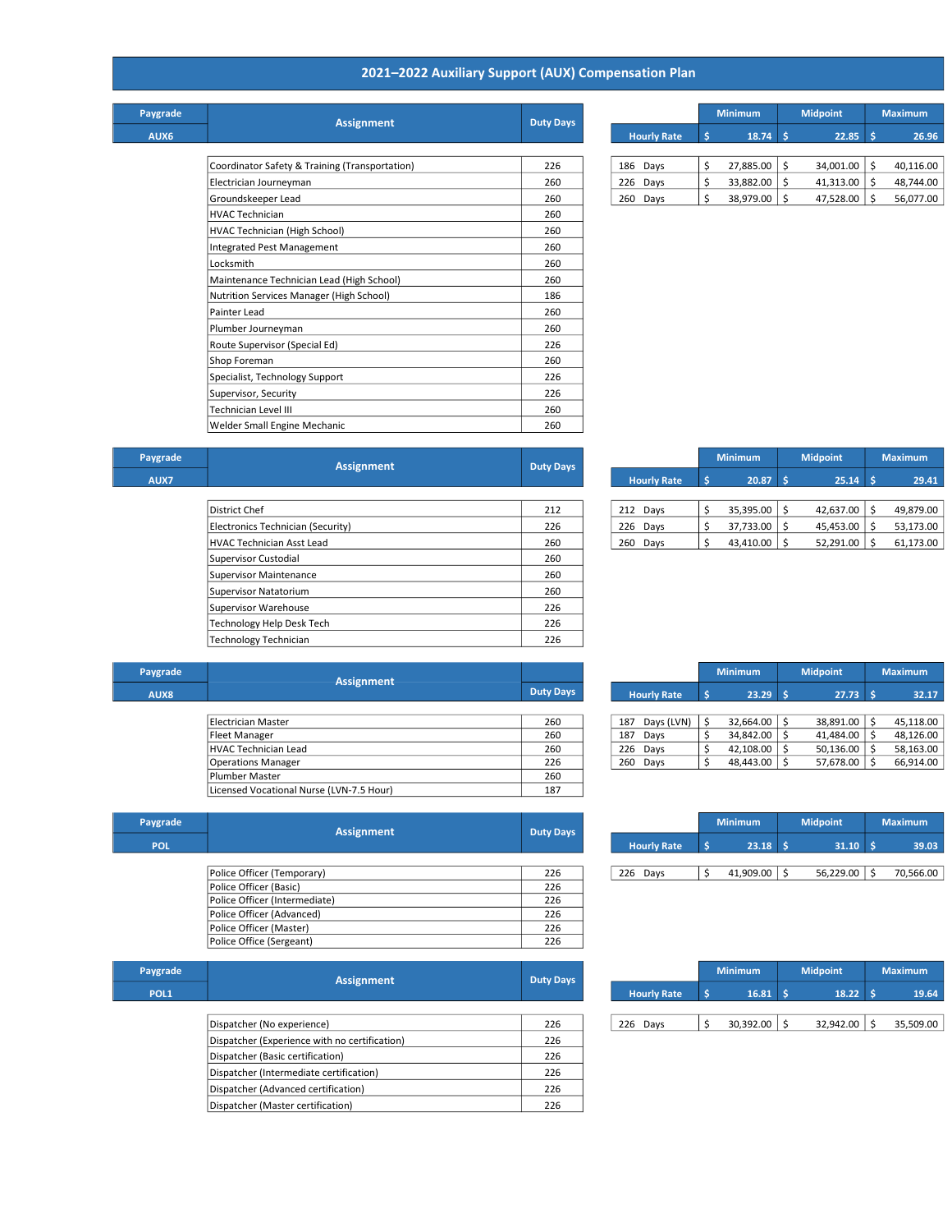# 2021–2022 Auxiliary Support (AUX) Compensation Plan

| Paygrade | Assignment | Duty Days |
|---|---|---|
| AUX6 | | |
| | Coordinator Safety & Training (Transportation) | 226 |
| | Electrician Journeyman | 260 |
| | Groundskeeper Lead | 260 |
| | HVAC Technician | 260 |
| | HVAC Technician (High School) | 260 |
| | Integrated Pest Management | 260 |
| | Locksmith | 260 |
| | Maintenance Technician Lead (High School) | 260 |
| | Nutrition Services Manager (High School) | 186 |
| | Painter Lead | 260 |
| | Plumber Journeyman | 260 |
| | Route Supervisor (Special Ed) | 226 |
| | Shop Foreman | 260 |
| | Specialist, Technology Support | 226 |
| | Supervisor, Security | 226 |
| | Technician Level III | 260 |
| | Welder Small Engine Mechanic | 260 |

| | Minimum | Midpoint | Maximum |
|---|---|---|---|
| Hourly Rate | $ 18.74 | $ 22.85 | $ 26.96 |
| 186 Days | $ 27,885.00 | $ 34,001.00 | $ 40,116.00 |
| 226 Days | $ 33,882.00 | $ 41,313.00 | $ 48,744.00 |
| 260 Days | $ 38,979.00 | $ 47,528.00 | $ 56,077.00 |

| Paygrade | Assignment | Duty Days |
|---|---|---|
| AUX7 | | |
| | District Chef | 212 |
| | Electronics Technician (Security) | 226 |
| | HVAC Technician Asst Lead | 260 |
| | Supervisor Custodial | 260 |
| | Supervisor Maintenance | 260 |
| | Supervisor Natatorium | 260 |
| | Supervisor Warehouse | 226 |
| | Technology Help Desk Tech | 226 |
| | Technology Technician | 226 |

| | Minimum | Midpoint | Maximum |
|---|---|---|---|
| Hourly Rate | $ 20.87 | $ 25.14 | $ 29.41 |
| 212 Days | $ 35,395.00 | $ 42,637.00 | $ 49,879.00 |
| 226 Days | $ 37,733.00 | $ 45,453.00 | $ 53,173.00 |
| 260 Days | $ 43,410.00 | $ 52,291.00 | $ 61,173.00 |

| Paygrade | Assignment | Duty Days |
|---|---|---|
| AUX8 | | |
| | Electrician Master | 260 |
| | Fleet Manager | 260 |
| | HVAC Technician Lead | 260 |
| | Operations Manager | 226 |
| | Plumber Master | 260 |
| | Licensed Vocational Nurse (LVN-7.5 Hour) | 187 |

| | Minimum | Midpoint | Maximum |
|---|---|---|---|
| Hourly Rate | $ 23.29 | $ 27.73 | $ 32.17 |
| 187 Days (LVN) | $ 32,664.00 | $ 38,891.00 | $ 45,118.00 |
| 187 Days | $ 34,842.00 | $ 41,484.00 | $ 48,126.00 |
| 226 Days | $ 42,108.00 | $ 50,136.00 | $ 58,163.00 |
| 260 Days | $ 48,443.00 | $ 57,678.00 | $ 66,914.00 |

| Paygrade | Assignment | Duty Days |
|---|---|---|
| POL | | |
| | Police Officer (Temporary) | 226 |
| | Police Officer (Basic) | 226 |
| | Police Officer (Intermediate) | 226 |
| | Police Officer (Advanced) | 226 |
| | Police Officer (Master) | 226 |
| | Police Office (Sergeant) | 226 |

| | Minimum | Midpoint | Maximum |
|---|---|---|---|
| Hourly Rate | $ 23.18 | $ 31.10 | $ 39.03 |
| 226 Days | $ 41,909.00 | $ 56,229.00 | $ 70,566.00 |

| Paygrade | Assignment | Duty Days |
|---|---|---|
| POL1 | | |
| | Dispatcher (No experience) | 226 |
| | Dispatcher (Experience with no certification) | 226 |
| | Dispatcher (Basic certification) | 226 |
| | Dispatcher (Intermediate certification) | 226 |
| | Dispatcher (Advanced certification) | 226 |
| | Dispatcher (Master certification) | 226 |

| | Minimum | Midpoint | Maximum |
|---|---|---|---|
| Hourly Rate | $ 16.81 | $ 18.22 | $ 19.64 |
| 226 Days | $ 30,392.00 | $ 32,942.00 | $ 35,509.00 |